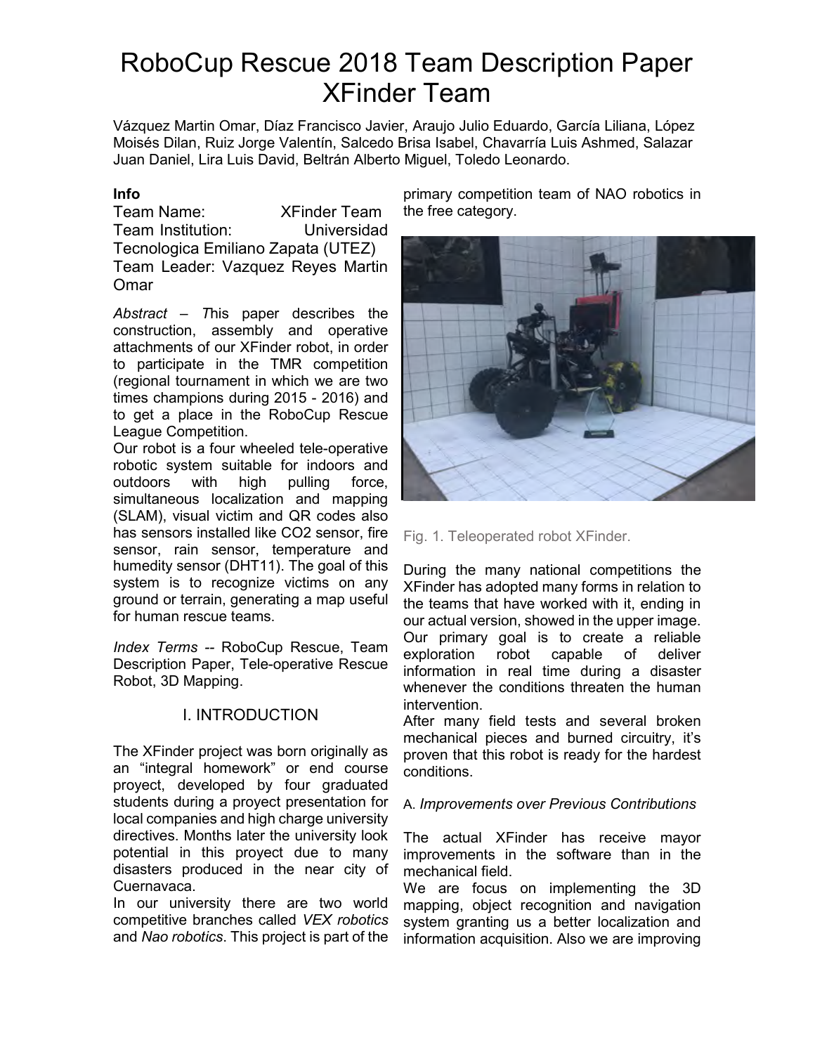# RoboCup Rescue 2018 Team Description Paper XFinder Team

Vázquez Martin Omar, Díaz Francisco Javier, Araujo Julio Eduardo, García Liliana, López Moisés Dilan, Ruiz Jorge Valentín, Salcedo Brisa Isabel, Chavarría Luis Ashmed, Salazar Juan Daniel, Lira Luis David, Beltrán Alberto Miguel, Toledo Leonardo.

**Info**

Team Name: XFinder Team
Team Institution: Universidad Tecnologica Emiliano Zapata (UTEZ)
Team Leader: Vazquez Reyes Martin Omar

*Abstract* – *T*his paper describes the construction, assembly and operative attachments of our XFinder robot, in order to participate in the TMR competition (regional tournament in which we are two times champions during 2015 - 2016) and to get a place in the RoboCup Rescue League Competition.
Our robot is a four wheeled tele-operative robotic system suitable for indoors and outdoors with high pulling force, simultaneous localization and mapping (SLAM), visual victim and QR codes also has sensors installed like CO2 sensor, fire sensor, rain sensor, temperature and humedity sensor (DHT11). The goal of this system is to recognize victims on any ground or terrain, generating a map useful for human rescue teams.

*Index Terms* -- RoboCup Rescue, Team Description Paper, Tele-operative Rescue Robot, 3D Mapping.

## I. INTRODUCTION

The XFinder project was born originally as an "integral homework" or end course proyect, developed by four graduated students during a proyect presentation for local companies and high charge university directives. Months later the university look potential in this proyect due to many disasters produced in the near city of Cuernavaca.
In our university there are two world competitive branches called *VEX robotics* and *Nao robotics*. This project is part of the primary competition team of NAO robotics in the free category.

Fig. 1. Teleoperated robot XFinder.

During the many national competitions the XFinder has adopted many forms in relation to the teams that have worked with it, ending in our actual version, showed in the upper image. Our primary goal is to create a reliable exploration robot capable of deliver information in real time during a disaster whenever the conditions threaten the human intervention.
After many field tests and several broken mechanical pieces and burned circuitry, it's proven that this robot is ready for the hardest conditions.

### A. *Improvements over Previous Contributions*

The actual XFinder has receive mayor improvements in the software than in the mechanical field.
We are focus on implementing the 3D mapping, object recognition and navigation system granting us a better localization and information acquisition. Also we are improving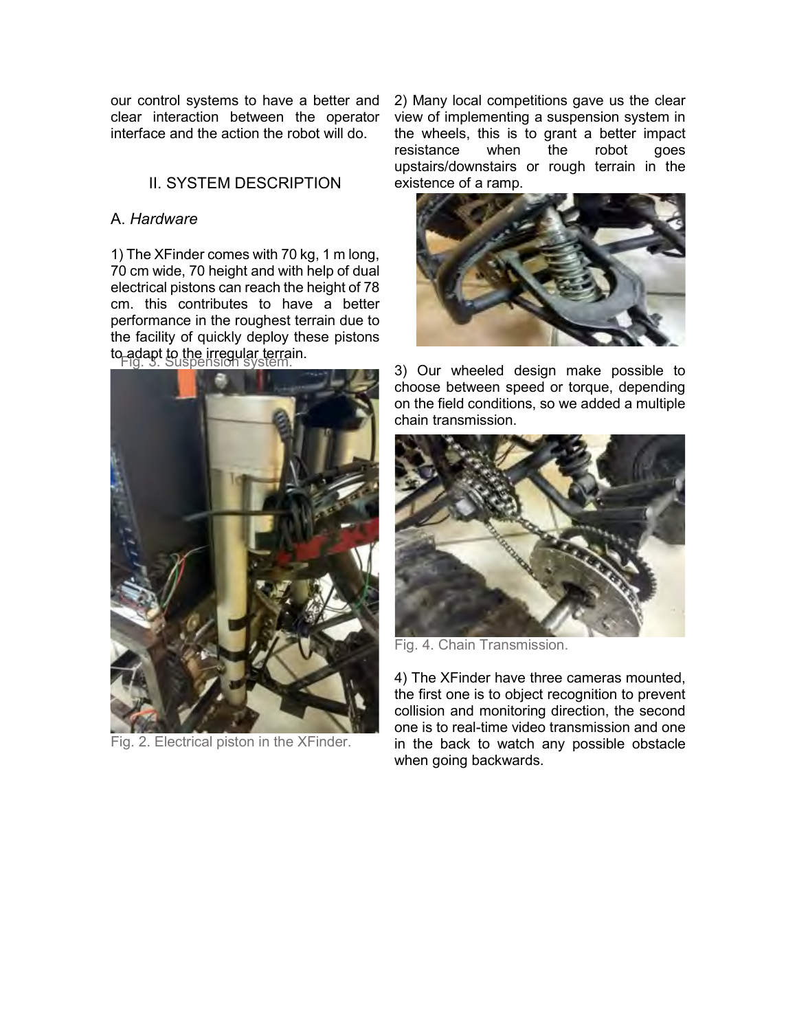our control systems to have a better and clear interaction between the operator interface and the action the robot will do.

## II. SYSTEM DESCRIPTION

### A. *Hardware*

1) The XFinder comes with 70 kg, 1 m long, 70 cm wide, 70 height and with help of dual electrical pistons can reach the height of 78 cm. this contributes to have a better performance in the roughest terrain due to the facility of quickly deploy these pistons to adapt to the irregular terrain.

Fig. 2. Electrical piston in the XFinder.

2) Many local competitions gave us the clear view of implementing a suspension system in the wheels, this is to grant a better impact resistance when the robot goes upstairs/downstairs or rough terrain in the existence of a ramp.

Fig. 3. Suspension system.

3) Our wheeled design make possible to choose between speed or torque, depending on the field conditions, so we added a multiple chain transmission.

Fig. 4. Chain Transmission.

4) The XFinder have three cameras mounted, the first one is to object recognition to prevent collision and monitoring direction, the second one is to real-time video transmission and one in the back to watch any possible obstacle when going backwards.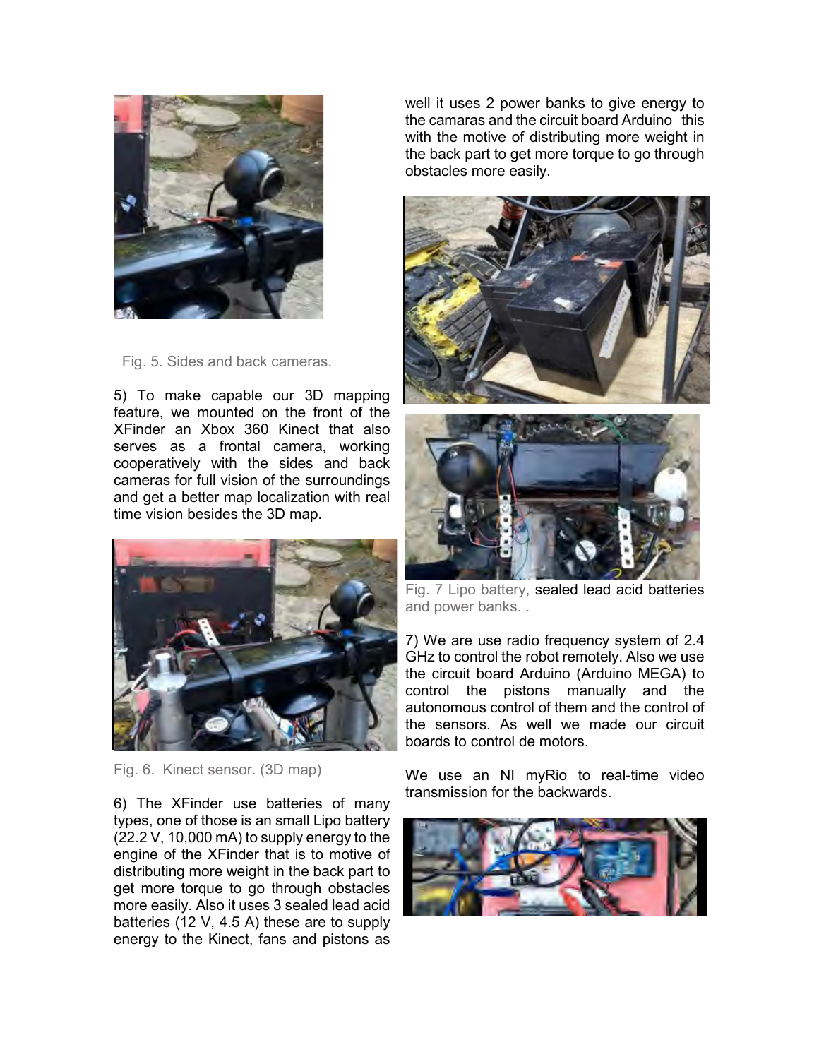Fig. 5. Sides and back cameras.

5) To make capable our 3D mapping feature, we mounted on the front of the XFinder an Xbox 360 Kinect that also serves as a frontal camera, working cooperatively with the sides and back cameras for full vision of the surroundings and get a better map localization with real time vision besides the 3D map.

Fig. 6. Kinect sensor. (3D map)

6) The XFinder use batteries of many types, one of those is an small Lipo battery (22.2 V, 10,000 mA) to supply energy to the engine of the XFinder that is to motive of distributing more weight in the back part to get more torque to go through obstacles more easily. Also it uses 3 sealed lead acid batteries (12 V, 4.5 A) these are to supply energy to the Kinect, fans and pistons as well it uses 2 power banks to give energy to the camaras and the circuit board Arduino this with the motive of distributing more weight in the back part to get more torque to go through obstacles more easily.

Fig. 7 Lipo battery, sealed lead acid batteries and power banks. .

7) We are use radio frequency system of 2.4 GHz to control the robot remotely. Also we use the circuit board Arduino (Arduino MEGA) to control the pistons manually and the autonomous control of them and the control of the sensors. As well we made our circuit boards to control de motors.

We use an NI myRio to real-time video transmission for the backwards.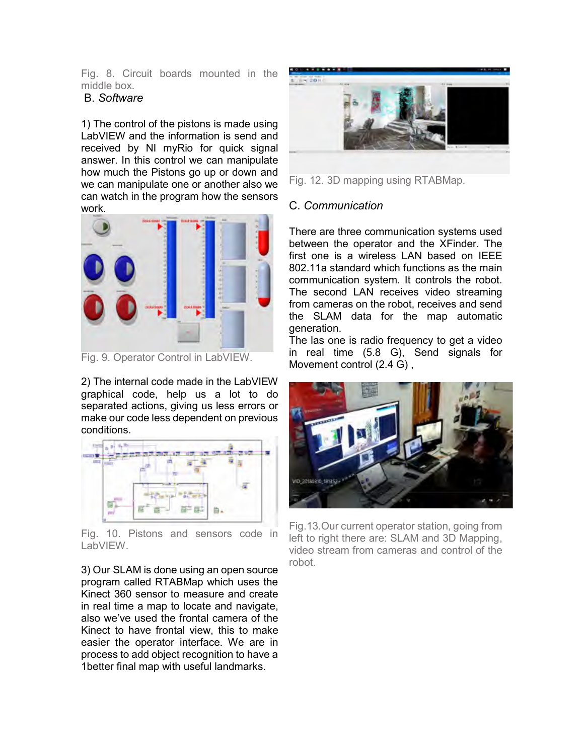Fig. 8. Circuit boards mounted in the middle box.

## B. *Software*

1) The control of the pistons is made using LabVIEW and the information is send and received by NI myRio for quick signal answer. In this control we can manipulate how much the Pistons go up or down and we can manipulate one or another also we can watch in the program how the sensors work.

Fig. 9. Operator Control in LabVIEW.

2) The internal code made in the LabVIEW graphical code, help us a lot to do separated actions, giving us less errors or make our code less dependent on previous conditions.

Fig. 10. Pistons and sensors code in LabVIEW.

3) Our SLAM is done using an open source program called RTABMap which uses the Kinect 360 sensor to measure and create in real time a map to locate and navigate, also we've used the frontal camera of the Kinect to have frontal view, this to make easier the operator interface. We are in process to add object recognition to have a 1better final map with useful landmarks.

Fig. 12. 3D mapping using RTABMap.

## C. *Communication*

There are three communication systems used between the operator and the XFinder. The first one is a wireless LAN based on IEEE 802.11a standard which functions as the main communication system. It controls the robot. The second LAN receives video streaming from cameras on the robot, receives and send the SLAM data for the map automatic generation.

The las one is radio frequency to get a video in real time (5.8 G), Send signals for Movement control (2.4 G) ,

Fig.13.Our current operator station, going from left to right there are: SLAM and 3D Mapping, video stream from cameras and control of the robot.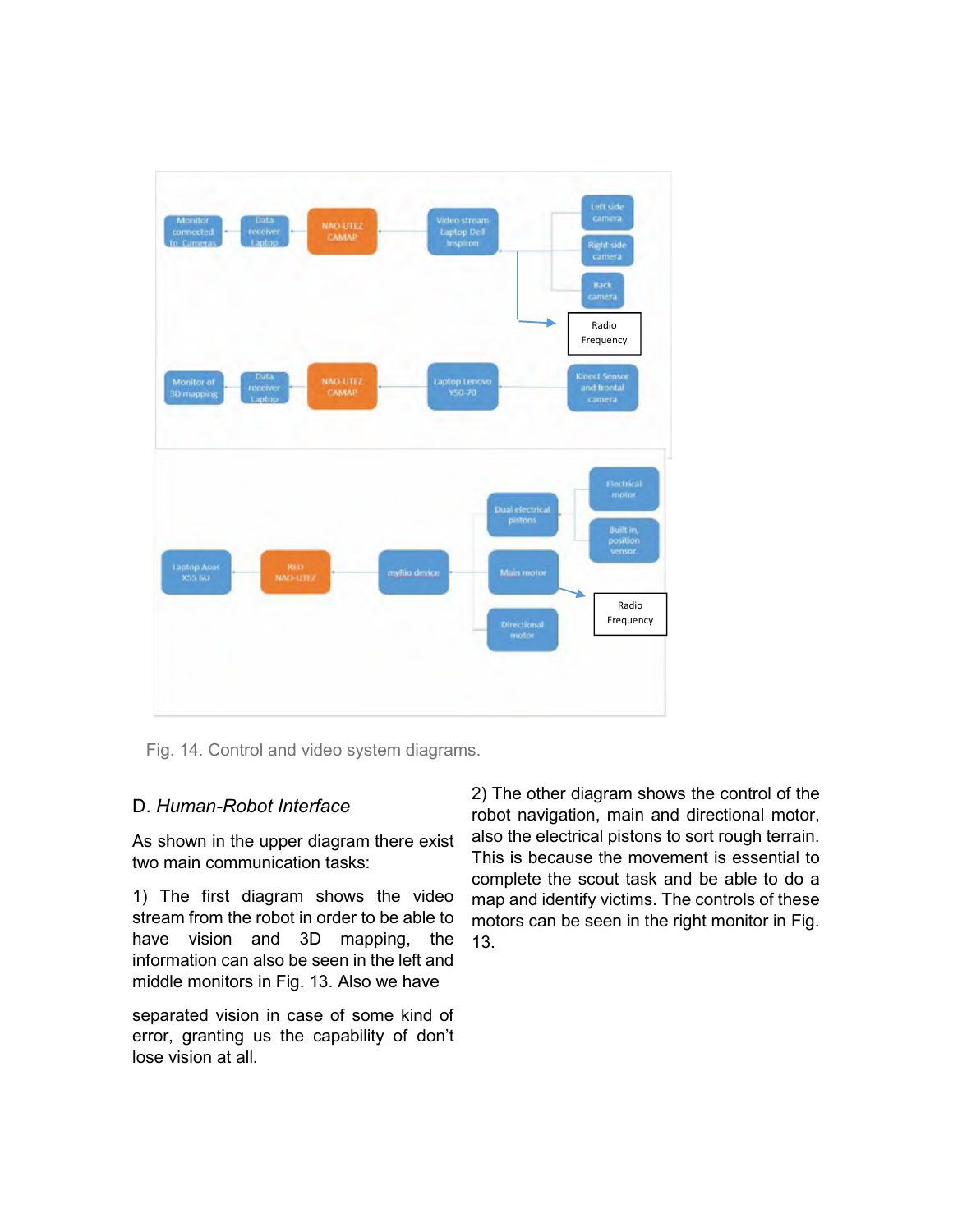Fig. 14. Control and video system diagrams.

## D. *Human-Robot Interface*

As shown in the upper diagram there exist two main communication tasks:

1) The first diagram shows the video stream from the robot in order to be able to have vision and 3D mapping, the information can also be seen in the left and middle monitors in Fig. 13. Also we have separated vision in case of some kind of error, granting us the capability of don't lose vision at all.

2) The other diagram shows the control of the robot navigation, main and directional motor, also the electrical pistons to sort rough terrain. This is because the movement is essential to complete the scout task and be able to do a map and identify victims. The controls of these motors can be seen in the right monitor in Fig. 13.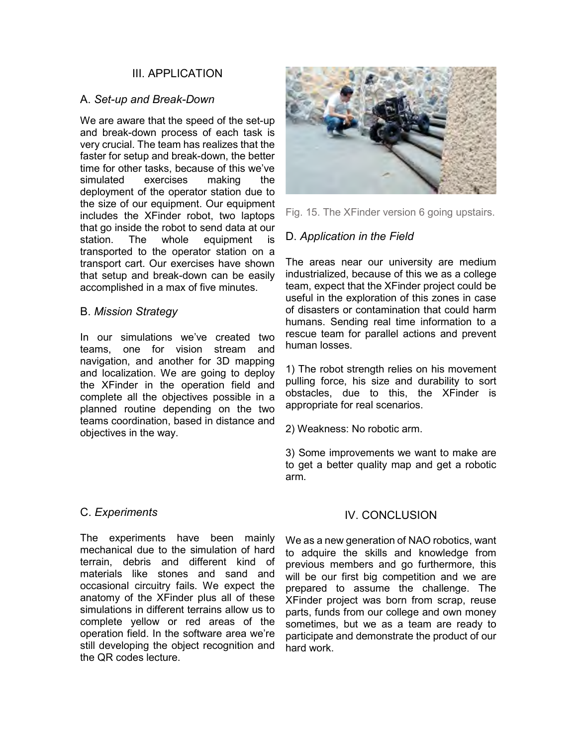## III. APPLICATION

### A. *Set-up and Break-Down*

We are aware that the speed of the set-up and break-down process of each task is very crucial. The team has realizes that the faster for setup and break-down, the better time for other tasks, because of this we've simulated exercises making the deployment of the operator station due to the size of our equipment. Our equipment includes the XFinder robot, two laptops that go inside the robot to send data at our station. The whole equipment is transported to the operator station on a transport cart. Our exercises have shown that setup and break-down can be easily accomplished in a max of five minutes.

### B. *Mission Strategy*

In our simulations we've created two teams, one for vision stream and navigation, and another for 3D mapping and localization. We are going to deploy the XFinder in the operation field and complete all the objectives possible in a planned routine depending on the two teams coordination, based in distance and objectives in the way.

### C. *Experiments*

The experiments have been mainly mechanical due to the simulation of hard terrain, debris and different kind of materials like stones and sand and occasional circuitry fails. We expect the anatomy of the XFinder plus all of these simulations in different terrains allow us to complete yellow or red areas of the operation field. In the software area we're still developing the object recognition and the QR codes lecture.

Fig. 15. The XFinder version 6 going upstairs.

### D. *Application in the Field*

The areas near our university are medium industrialized, because of this we as a college team, expect that the XFinder project could be useful in the exploration of this zones in case of disasters or contamination that could harm humans. Sending real time information to a rescue team for parallel actions and prevent human losses.

1) The robot strength relies on his movement pulling force, his size and durability to sort obstacles, due to this, the XFinder is appropriate for real scenarios.

2) Weakness: No robotic arm.

3) Some improvements we want to make are to get a better quality map and get a robotic arm.

## IV. CONCLUSION

We as a new generation of NAO robotics, want to adquire the skills and knowledge from previous members and go furthermore, this will be our first big competition and we are prepared to assume the challenge. The XFinder project was born from scrap, reuse parts, funds from our college and own money sometimes, but we as a team are ready to participate and demonstrate the product of our hard work.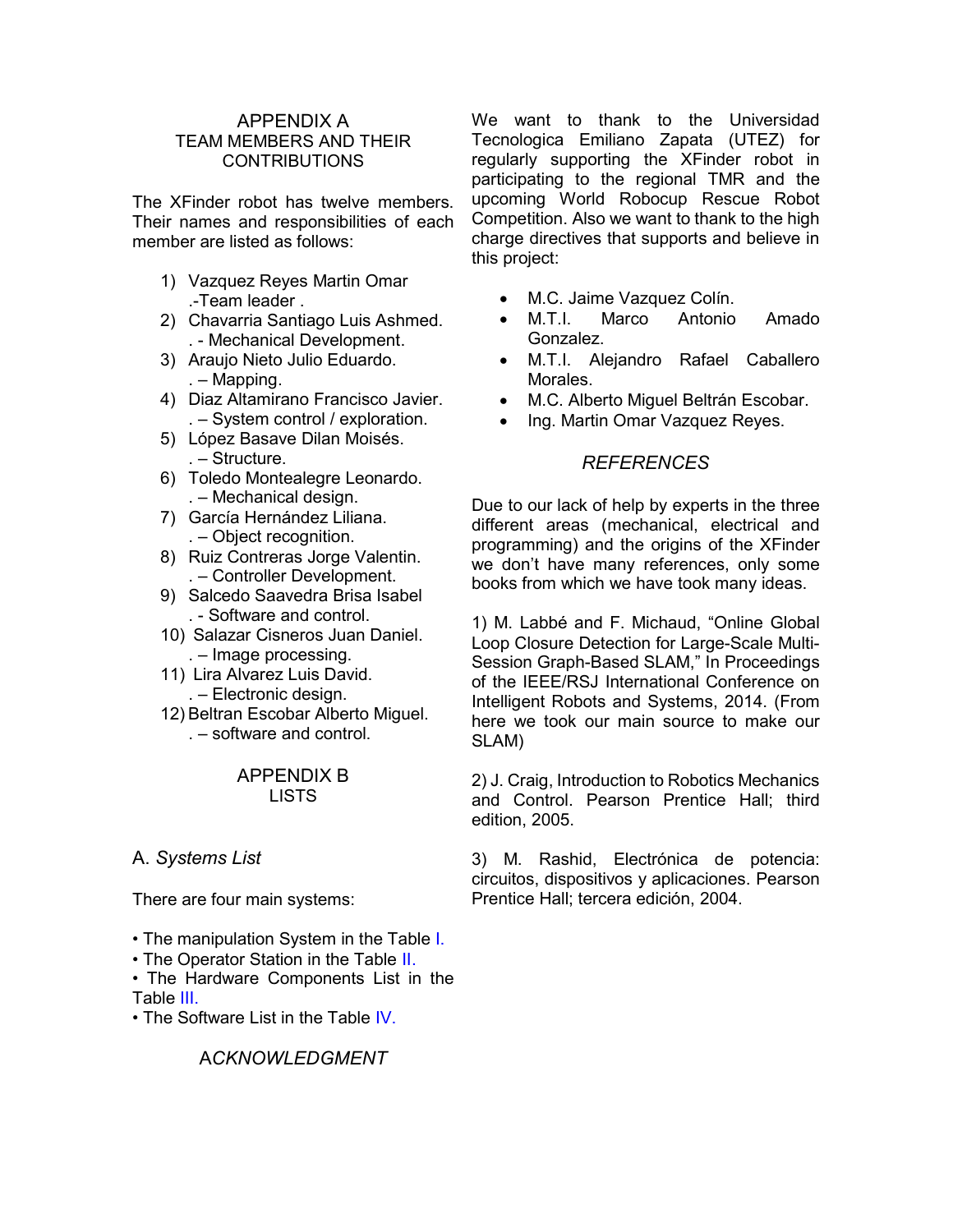## APPENDIX A
## TEAM MEMBERS AND THEIR CONTRIBUTIONS

The XFinder robot has twelve members. Their names and responsibilities of each member are listed as follows:

1) Vazquez Reyes Martin Omar
   .-Team leader .
2) Chavarria Santiago Luis Ashmed.
   . - Mechanical Development.
3) Araujo Nieto Julio Eduardo.
   . – Mapping.
4) Diaz Altamirano Francisco Javier.
   . – System control / exploration.
5) López Basave Dilan Moisés.
   . – Structure.
6) Toledo Montealegre Leonardo.
   . – Mechanical design.
7) García Hernández Liliana.
   . – Object recognition.
8) Ruiz Contreras Jorge Valentin.
   . – Controller Development.
9) Salcedo Saavedra Brisa Isabel
   . - Software and control.
10) Salazar Cisneros Juan Daniel.
   . – Image processing.
11) Lira Alvarez Luis David.
   . – Electronic design.
12) Beltran Escobar Alberto Miguel.
   . – software and control.

## APPENDIX B
## LISTS

### A. *Systems List*

There are four main systems:

• The manipulation System in the Table I.
• The Operator Station in the Table II.
• The Hardware Components List in the Table III.
• The Software List in the Table IV.

## *ACKNOWLEDGMENT*

We want to thank to the Universidad Tecnologica Emiliano Zapata (UTEZ) for regularly supporting the XFinder robot in participating to the regional TMR and the upcoming World Robocup Rescue Robot Competition. Also we want to thank to the high charge directives that supports and believe in this project:

- M.C. Jaime Vazquez Colín.
- M.T.I. Marco Antonio Amado Gonzalez.
- M.T.I. Alejandro Rafael Caballero Morales.
- M.C. Alberto Miguel Beltrán Escobar.
- Ing. Martin Omar Vazquez Reyes.

## *REFERENCES*

Due to our lack of help by experts in the three different areas (mechanical, electrical and programming) and the origins of the XFinder we don't have many references, only some books from which we have took many ideas.

1) M. Labbé and F. Michaud, "Online Global Loop Closure Detection for Large-Scale Multi-Session Graph-Based SLAM," In Proceedings of the IEEE/RSJ International Conference on Intelligent Robots and Systems, 2014. (From here we took our main source to make our SLAM)

2) J. Craig, Introduction to Robotics Mechanics and Control. Pearson Prentice Hall; third edition, 2005.

3) M. Rashid, Electrónica de potencia: circuitos, dispositivos y aplicaciones. Pearson Prentice Hall; tercera edición, 2004.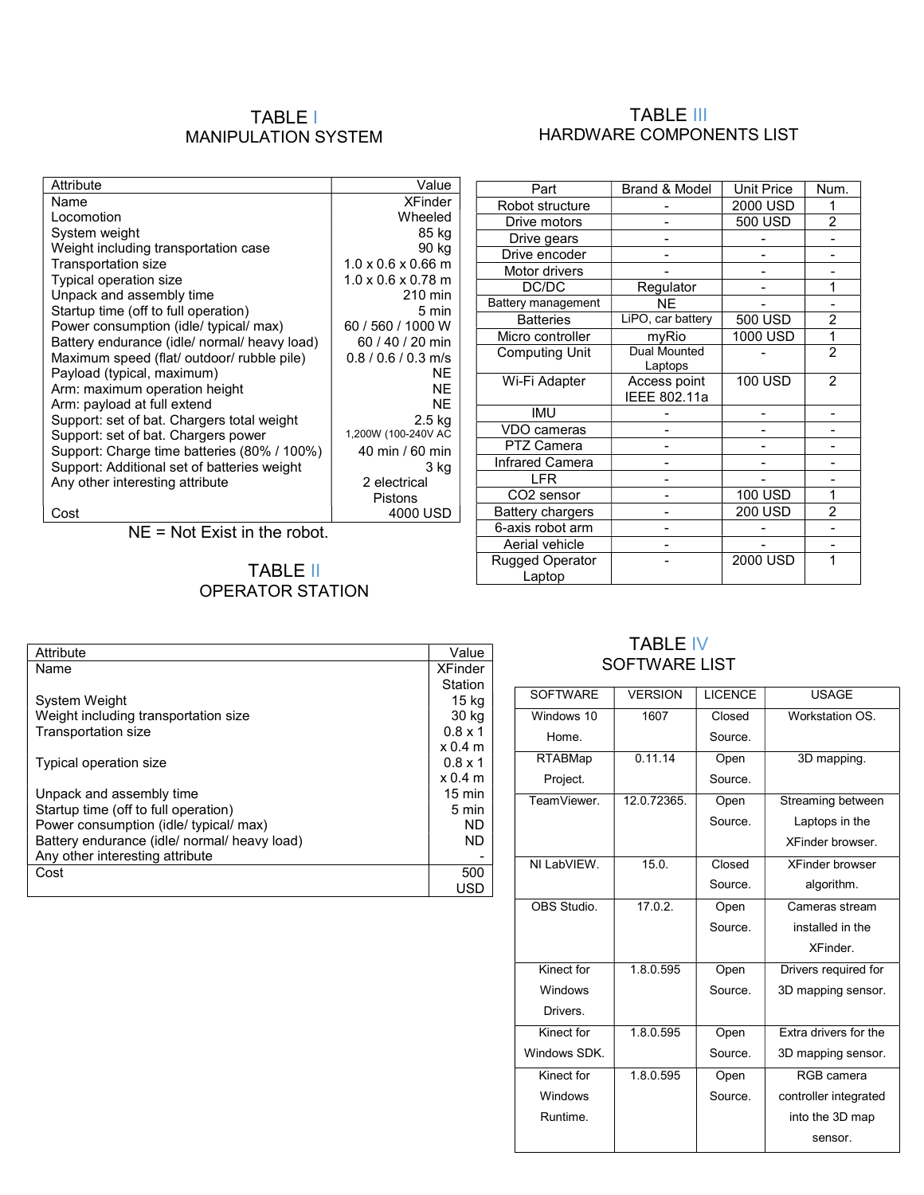TABLE I
MANIPULATION SYSTEM

| Attribute | Value |
|---|---|
| Name | XFinder |
| Locomotion | Wheeled |
| System weight | 85 kg |
| Weight including transportation case | 90 kg |
| Transportation size | 1.0 x 0.6 x 0.66 m |
| Typical operation size | 1.0 x 0.6 x 0.78 m |
| Unpack and assembly time | 210 min |
| Startup time (off to full operation) | 5 min |
| Power consumption (idle/ typical/ max) | 60 / 560 / 1000 W |
| Battery endurance (idle/ normal/ heavy load) | 60 / 40 / 20 min |
| Maximum speed (flat/ outdoor/ rubble pile) | 0.8 / 0.6 / 0.3 m/s |
| Payload (typical, maximum) | NE |
| Arm: maximum operation height | NE |
| Arm: payload at full extend | NE |
| Support: set of bat. Chargers total weight | 2.5 kg |
| Support: set of bat. Chargers power | 1,200W (100-240V AC |
| Support: Charge time batteries (80% / 100%) | 40 min / 60 min |
| Support: Additional set of batteries weight | 3 kg |
| Any other interesting attribute | 2 electrical Pistons |
| Cost | 4000 USD |

NE = Not Exist in the robot.

TABLE II
OPERATOR STATION

| Attribute | Value |
|---|---|
| Name | XFinder Station |
| System Weight | 15 kg |
| Weight including transportation size | 30 kg |
| Transportation size | 0.8 x 1 x 0.4 m |
| Typical operation size | 0.8 x 1 x 0.4 m |
| Unpack and assembly time | 15 min |
| Startup time (off to full operation) | 5 min |
| Power consumption (idle/ typical/ max) | ND |
| Battery endurance (idle/ normal/ heavy load) | ND |
| Any other interesting attribute | - |
| Cost | 500 USD |

TABLE III
HARDWARE COMPONENTS LIST

| Part | Brand & Model | Unit Price | Num. |
|---|---|---|---|
| Robot structure | - | 2000 USD | 1 |
| Drive motors | - | 500 USD | 2 |
| Drive gears | - | - | - |
| Drive encoder | - | - | - |
| Motor drivers | - | - | - |
| DC/DC | Regulator | - | 1 |
| Battery management | NE | - | - |
| Batteries | LiPO, car battery | 500 USD | 2 |
| Micro controller | myRio | 1000 USD | 1 |
| Computing Unit | Dual Mounted Laptops | - | 2 |
| Wi-Fi Adapter | Access point IEEE 802.11a | 100 USD | 2 |
| IMU | - | - | - |
| VDO cameras | - | - | - |
| PTZ Camera | - | - | - |
| Infrared Camera | - | - | - |
| LFR | - | - | - |
| CO2 sensor | - | 100 USD | 1 |
| Battery chargers | - | 200 USD | 2 |
| 6-axis robot arm | - | - | - |
| Aerial vehicle | - | - | - |
| Rugged Operator Laptop | - | 2000 USD | 1 |

TABLE IV
SOFTWARE LIST

| SOFTWARE | VERSION | LICENCE | USAGE |
|---|---|---|---|
| Windows 10 Home. | 1607 | Closed Source. | Workstation OS. |
| RTABMap Project. | 0.11.14 | Open Source. | 3D mapping. |
| TeamViewer. | 12.0.72365. | Open Source. | Streaming between Laptops in the XFinder browser. |
| NI LabVIEW. | 15.0. | Closed Source. | XFinder browser algorithm. |
| OBS Studio. | 17.0.2. | Open Source. | Cameras stream installed in the XFinder. |
| Kinect for Windows Drivers. | 1.8.0.595 | Open Source. | Drivers required for 3D mapping sensor. |
| Kinect for Windows SDK. | 1.8.0.595 | Open Source. | Extra drivers for the 3D mapping sensor. |
| Kinect for Windows Runtime. | 1.8.0.595 | Open Source. | RGB camera controller integrated into the 3D map sensor. |